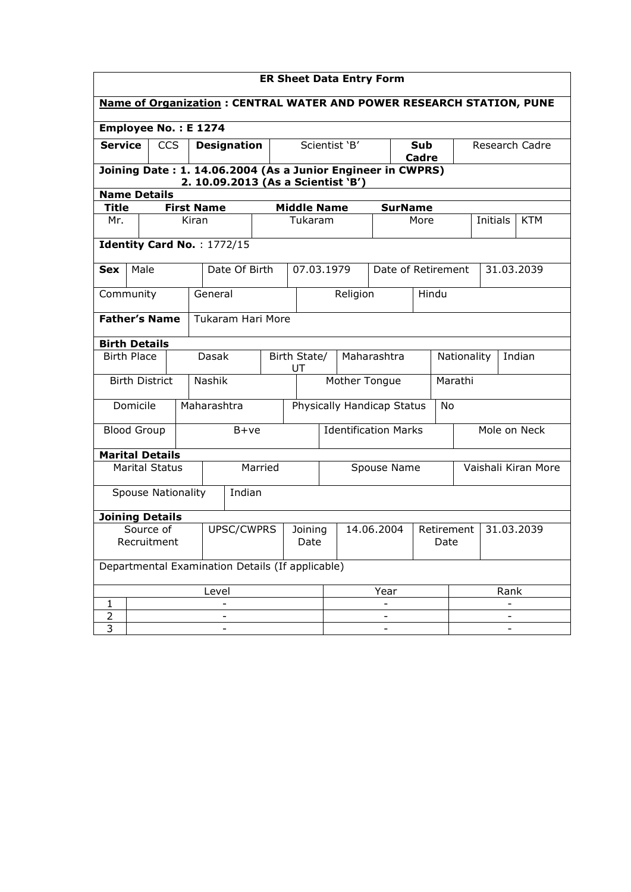## ER Sheet Data Entry Form

**Name of Organization : CENTRAL WATER AND POWER RESEARCH STATION, PUNE**

**Employee No. : E 1274**

| **Service** | CCS | **Designation** | Scientist 'B' | **Sub Cadre** | Research Cadre |
|---|---|---|---|---|---|

**Joining Date : 1. 14.06.2004 (As a Junior Engineer in CWPRS)**
**2. 10.09.2013 (As a Scientist 'B')**

**Name Details**

| **Title** | **First Name** | **Middle Name** | **SurName** | | |
|---|---|---|---|---|---|
| Mr. | Kiran | Tukaram | More | Initials | KTM |

**Identity Card No.** : 1772/15

| **Sex** | Male | Date Of Birth | 07.03.1979 | Date of Retirement | 31.03.2039 |
|---|---|---|---|---|---|
| Community | General | Religion | Hindu | | |

| **Father's Name** | Tukaram Hari More |
|---|---|

**Birth Details**

| Birth Place | Dasak | Birth State/ UT | Maharashtra | Nationality | Indian |
|---|---|---|---|---|---|
| Birth District | Nashik | Mother Tongue | Marathi | | |
| Domicile | Maharashtra | Physically Handicap Status | No | | |
| Blood Group | B+ve | Identification Marks | Mole on Neck | | |

**Marital Details**

| Marital Status | Married | Spouse Name | Vaishali Kiran More |
|---|---|---|---|
| Spouse Nationality | Indian | | |

**Joining Details**

| Source of Recruitment | UPSC/CWPRS | Joining Date | 14.06.2004 | Retirement Date | 31.03.2039 |
|---|---|---|---|---|---|

Departmental Examination Details (If applicable)

| | Level | Year | Rank |
|---|---|---|---|
| 1 | - | - | - |
| 2 | - | - | - |
| 3 | - | - | - |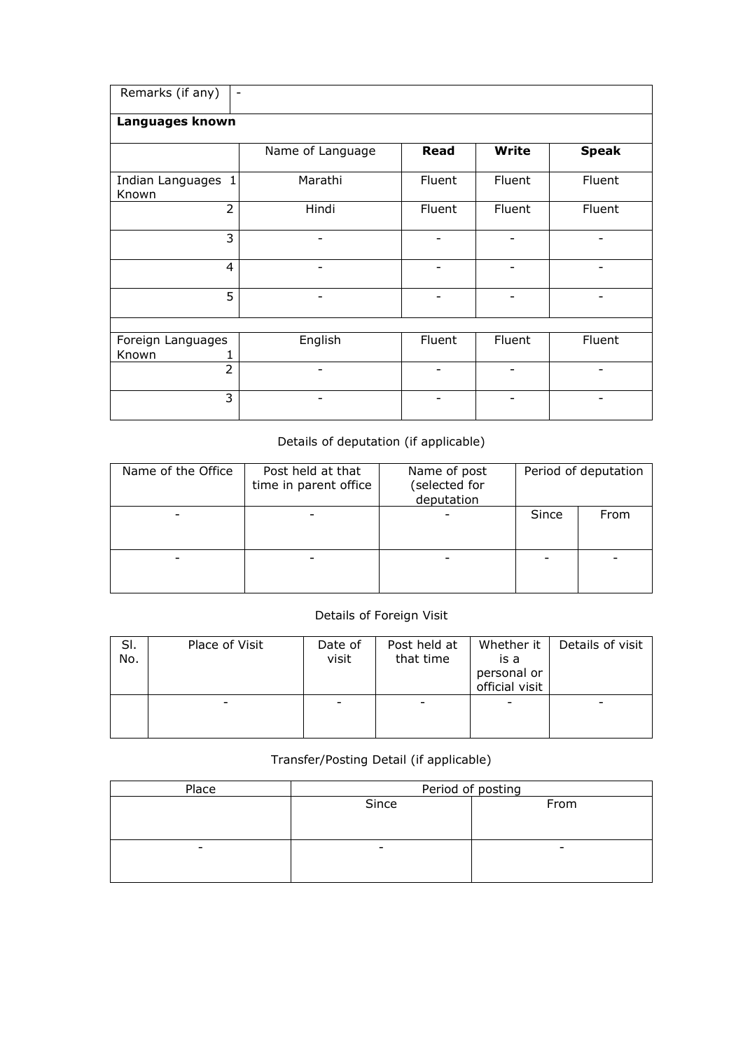| Remarks (if any) | - | | | |
|---|---|---|---|---|
| **Languages known** | | | | |
| | Name of Language | **Read** | **Write** | **Speak** |
| Indian Languages Known 1 | Marathi | Fluent | Fluent | Fluent |
| 2 | Hindi | Fluent | Fluent | Fluent |
| 3 | - | - | - | - |
| 4 | - | - | - | - |
| 5 | - | - | - | - |
| | | | | |
| Foreign Languages Known 1 | English | Fluent | Fluent | Fluent |
| 2 | - | - | - | - |
| 3 | - | - | - | - |

Details of deputation (if applicable)

| Name of the Office | Post held at that time in parent office | Name of post (selected for deputation | Period of deputation | |
|---|---|---|---|---|
| - | - | - | Since | From |
| - | - | - | - | - |

Details of Foreign Visit

| Sl. No. | Place of Visit | Date of visit | Post held at that time | Whether it is a personal or official visit | Details of visit |
|---|---|---|---|---|---|
| | - | - | - | - | - |

Transfer/Posting Detail (if applicable)

| Place | Period of posting | |
|---|---|---|
| | Since | From |
| - | - | - |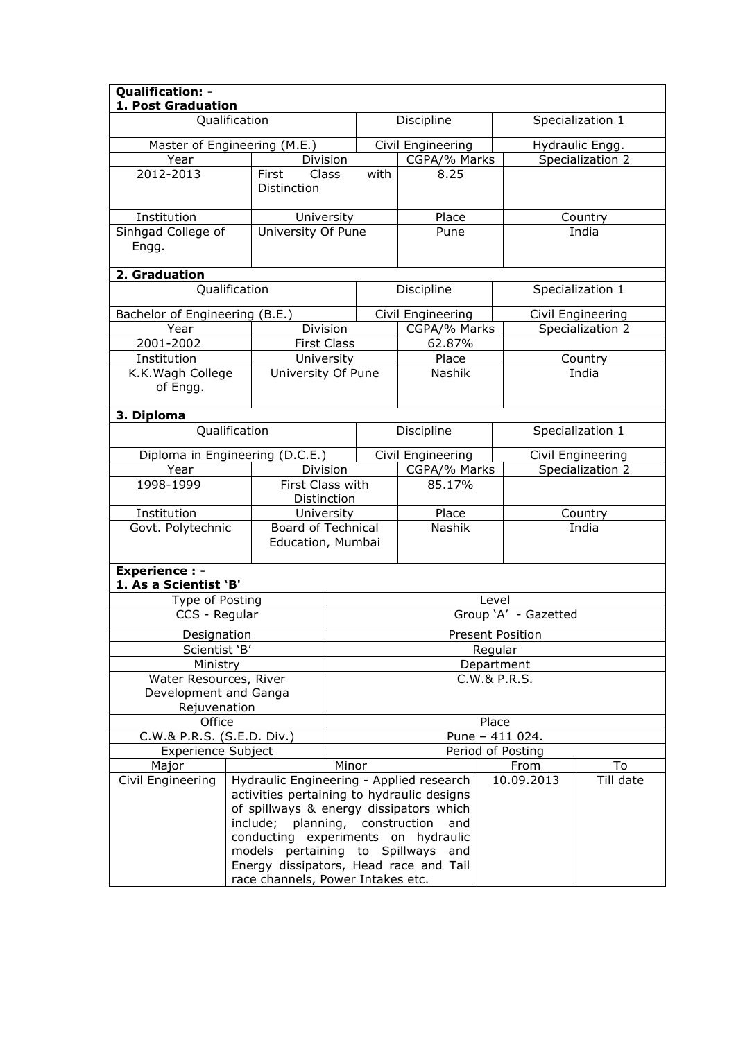**Qualification: -**

**1. Post Graduation**

| Qualification | | Discipline | Specialization 1 |
|---|---|---|---|
| Master of Engineering (M.E.) | | Civil Engineering | Hydraulic Engg. |
| Year | Division | CGPA/% Marks | Specialization 2 |
| 2012-2013 | First Class with Distinction | 8.25 | |
| Institution | University | Place | Country |
| Sinhgad College of Engg. | University Of Pune | Pune | India |

**2. Graduation**

| Qualification | | Discipline | Specialization 1 |
|---|---|---|---|
| Bachelor of Engineering (B.E.) | | Civil Engineering | Civil Engineering |
| Year | Division | CGPA/% Marks | Specialization 2 |
| 2001-2002 | First Class | 62.87% | |
| Institution | University | Place | Country |
| K.K.Wagh College of Engg. | University Of Pune | Nashik | India |

**3. Diploma**

| Qualification | | Discipline | Specialization 1 |
|---|---|---|---|
| Diploma in Engineering (D.C.E.) | | Civil Engineering | Civil Engineering |
| Year | Division | CGPA/% Marks | Specialization 2 |
| 1998-1999 | First Class with Distinction | 85.17% | |
| Institution | University | Place | Country |
| Govt. Polytechnic | Board of Technical Education, Mumbai | Nashik | India |

**Experience : -**

**1. As a Scientist 'B'**

| Type of Posting | Level |
|---|---|
| CCS - Regular | Group 'A' - Gazetted |
| Designation | Present Position |
| Scientist 'B' | Regular |
| Ministry | Department |
| Water Resources, River Development and Ganga Rejuvenation | C.W.& P.R.S. |
| Office | Place |
| C.W.& P.R.S. (S.E.D. Div.) | Pune – 411 024. |

| Experience Subject | | Period of Posting | |
|---|---|---|---|
| Major | Minor | From | To |
| Civil Engineering | Hydraulic Engineering - Applied research activities pertaining to hydraulic designs of spillways & energy dissipators which include; planning, construction and conducting experiments on hydraulic models pertaining to Spillways and Energy dissipators, Head race and Tail race channels, Power Intakes etc. | 10.09.2013 | Till date |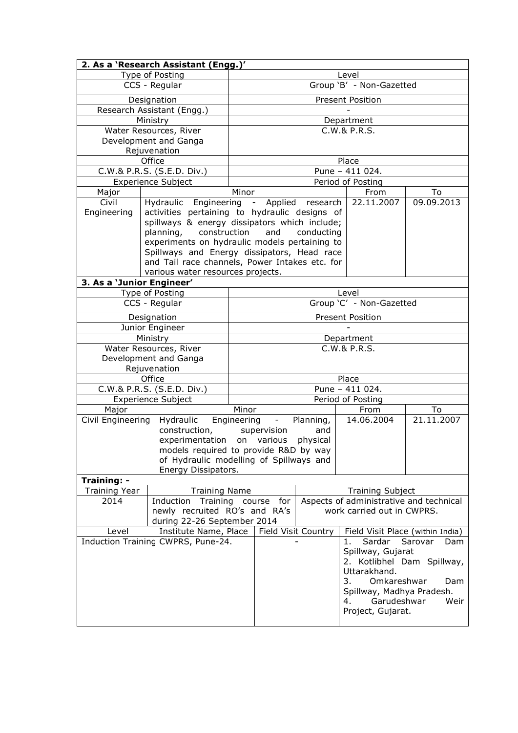**2. As a 'Research Assistant (Engg.)'**

| Type of Posting | Level |
|---|---|
| CCS - Regular | Group 'B' - Non-Gazetted |
| **Designation** | **Present Position** |
| Research Assistant (Engg.) | - |
| **Ministry** | **Department** |
| Water Resources, River Development and Ganga Rejuvenation | C.W.& P.R.S. |
| **Office** | **Place** |
| C.W.& P.R.S. (S.E.D. Div.) | Pune – 411 024. |

| Experience Subject | | Period of Posting | |
|---|---|---|---|
| Major | Minor | From | To |
| Civil Engineering | Hydraulic Engineering - Applied research activities pertaining to hydraulic designs of spillways & energy dissipators which include; planning, construction and conducting experiments on hydraulic models pertaining to Spillways and Energy dissipators, Head race and Tail race channels, Power Intakes etc. for various water resources projects. | 22.11.2007 | 09.09.2013 |

**3. As a 'Junior Engineer'**

| Type of Posting | Level |
|---|---|
| CCS - Regular | Group 'C' - Non-Gazetted |
| **Designation** | **Present Position** |
| Junior Engineer | - |
| **Ministry** | **Department** |
| Water Resources, River Development and Ganga Rejuvenation | C.W.& P.R.S. |
| **Office** | **Place** |
| C.W.& P.R.S. (S.E.D. Div.) | Pune – 411 024. |

| Experience Subject | | Period of Posting | |
|---|---|---|---|
| Major | Minor | From | To |
| Civil Engineering | Hydraulic Engineering - Planning, construction, supervision and experimentation on various physical models required to provide R&D by way of Hydraulic modelling of Spillways and Energy Dissipators. | 14.06.2004 | 21.11.2007 |

**Training: -**

| Training Year | Training Name | | Training Subject |
|---|---|---|---|
| 2014 | Induction Training course for newly recruited RO's and RA's during 22-26 September 2014 | | Aspects of administrative and technical work carried out in CWPRS. |
| **Level** | **Institute Name, Place** | **Field Visit Country** | **Field Visit Place (within India)** |
| Induction Training | CWPRS, Pune-24. | - | 1. Sardar Sarovar Dam Spillway, Gujarat<br>2. Kotlibhel Dam Spillway, Uttarakhand.<br>3. Omkareshwar Dam Spillway, Madhya Pradesh.<br>4. Garudeshwar Weir Project, Gujarat. |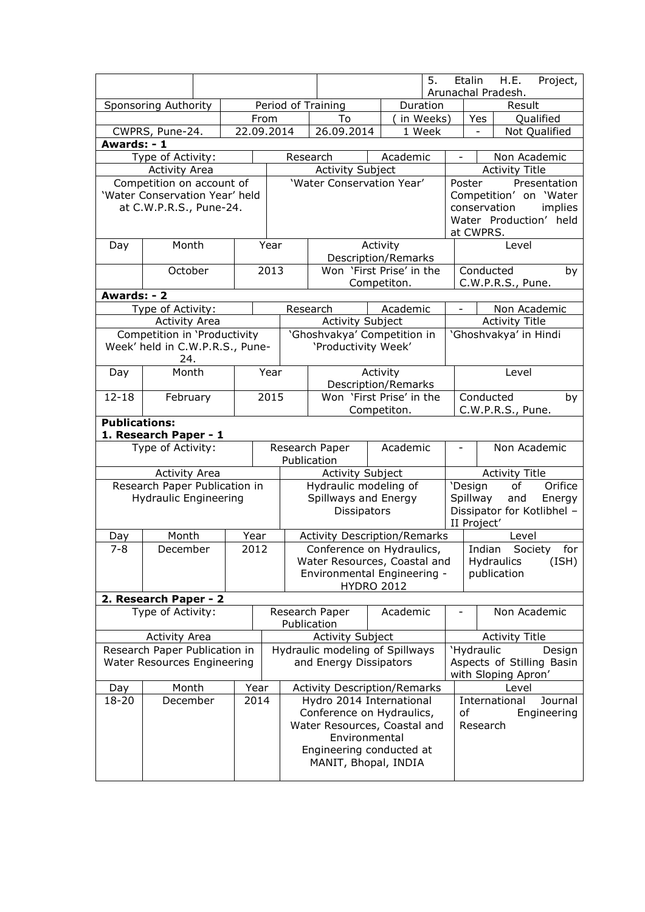| | | | | 5. Etalin H.E. Project, Arunachal Pradesh. |
|---|---|---|---|---|

| Sponsoring Authority | Period of Training | | Duration | Result | |
|---|---|---|---|---|---|
| | From | To | ( in Weeks) | Yes | Qualified |
| CWPRS, Pune-24. | 22.09.2014 | 26.09.2014 | 1 Week | - | Not Qualified |

**Awards: - 1**

| Type of Activity: | Research | Academic | - | Non Academic |
|---|---|---|---|---|

| Activity Area | Activity Subject | Activity Title |
|---|---|---|
| Competition on account of 'Water Conservation Year' held at C.W.P.R.S., Pune-24. | 'Water Conservation Year' | Poster Presentation Competition' on 'Water conservation implies Water Production' held at CWPRS. |

| Day | Month | Year | Activity Description/Remarks | Level |
|---|---|---|---|---|
| | October | 2013 | Won 'First Prise' in the Competiton. | Conducted by C.W.P.R.S., Pune. |

**Awards: - 2**

| Type of Activity: | Research | Academic | - | Non Academic |
|---|---|---|---|---|

| Activity Area | Activity Subject | Activity Title |
|---|---|---|
| Competition in 'Productivity Week' held in C.W.P.R.S., Pune-24. | 'Ghoshvakya' Competition in 'Productivity Week' | 'Ghoshvakya' in Hindi |

| Day | Month | Year | Activity Description/Remarks | Level |
|---|---|---|---|---|
| 12-18 | February | 2015 | Won 'First Prise' in the Competiton. | Conducted by C.W.P.R.S., Pune. |

**Publications:**

**1. Research Paper - 1**

| Type of Activity: | Research Paper Publication | Academic | - | Non Academic |
|---|---|---|---|---|

| Activity Area | Activity Subject | Activity Title |
|---|---|---|
| Research Paper Publication in Hydraulic Engineering | Hydraulic modeling of Spillways and Energy Dissipators | 'Design of Orifice Spillway and Energy Dissipator for Kotlibhel – II Project' |

| Day | Month | Year | Activity Description/Remarks | Level |
|---|---|---|---|---|
| 7-8 | December | 2012 | Conference on Hydraulics, Water Resources, Coastal and Environmental Engineering - HYDRO 2012 | Indian Society for Hydraulics (ISH) publication |

**2. Research Paper - 2**

| Type of Activity: | Research Paper Publication | Academic | - | Non Academic |
|---|---|---|---|---|

| Activity Area | Activity Subject | Activity Title |
|---|---|---|
| Research Paper Publication in Water Resources Engineering | Hydraulic modeling of Spillways and Energy Dissipators | 'Hydraulic Design Aspects of Stilling Basin with Sloping Apron' |

| Day | Month | Year | Activity Description/Remarks | Level |
|---|---|---|---|---|
| 18-20 | December | 2014 | Hydro 2014 International Conference on Hydraulics, Water Resources, Coastal and Environmental Engineering conducted at MANIT, Bhopal, INDIA | International Journal of Engineering Research |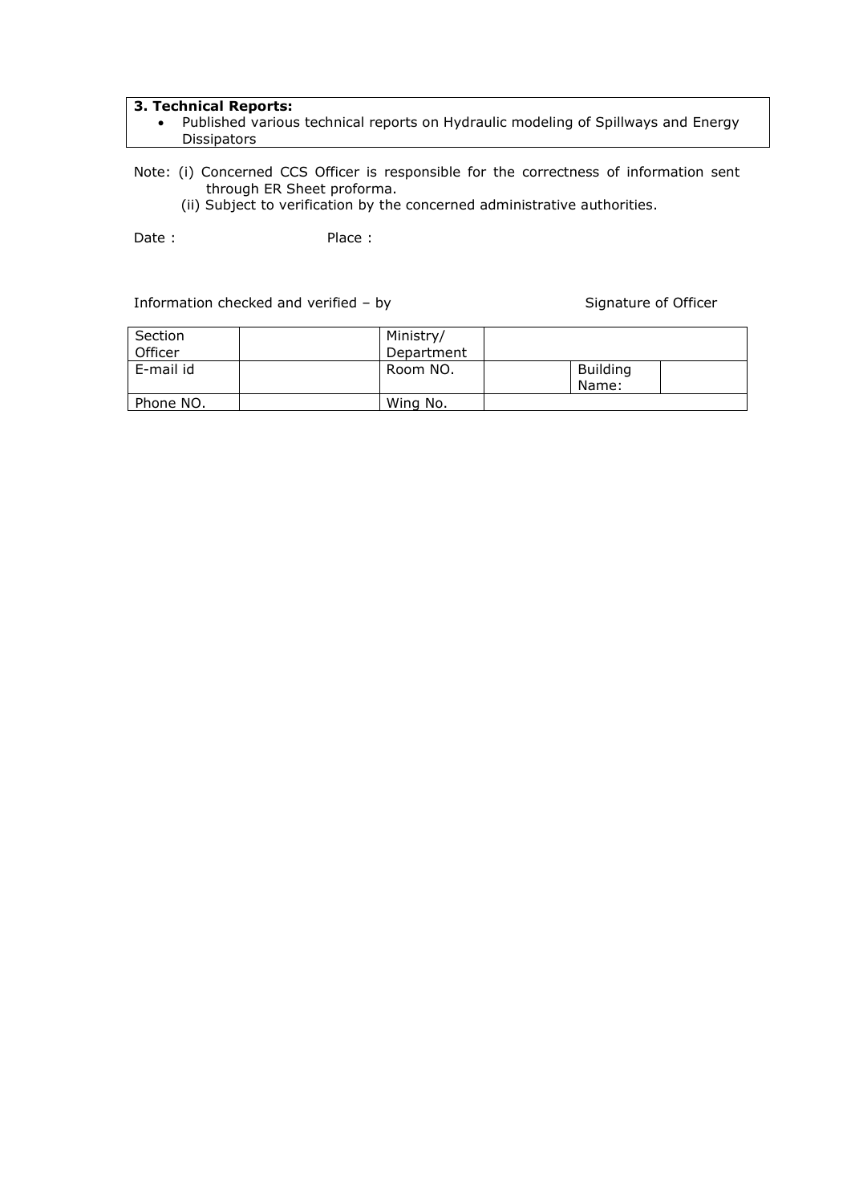**3. Technical Reports:**

- Published various technical reports on Hydraulic modeling of Spillways and Energy Dissipators

Note: (i) Concerned CCS Officer is responsible for the correctness of information sent through ER Sheet proforma.

(ii) Subject to verification by the concerned administrative authorities.

Date :                    Place :

Information checked and verified – by                    Signature of Officer

| | | | | | |
|---|---|---|---|---|---|
| Section Officer | | Ministry/ Department | | | |
| E-mail id | | Room NO. | | Building Name: | |
| Phone NO. | | Wing No. | | | |